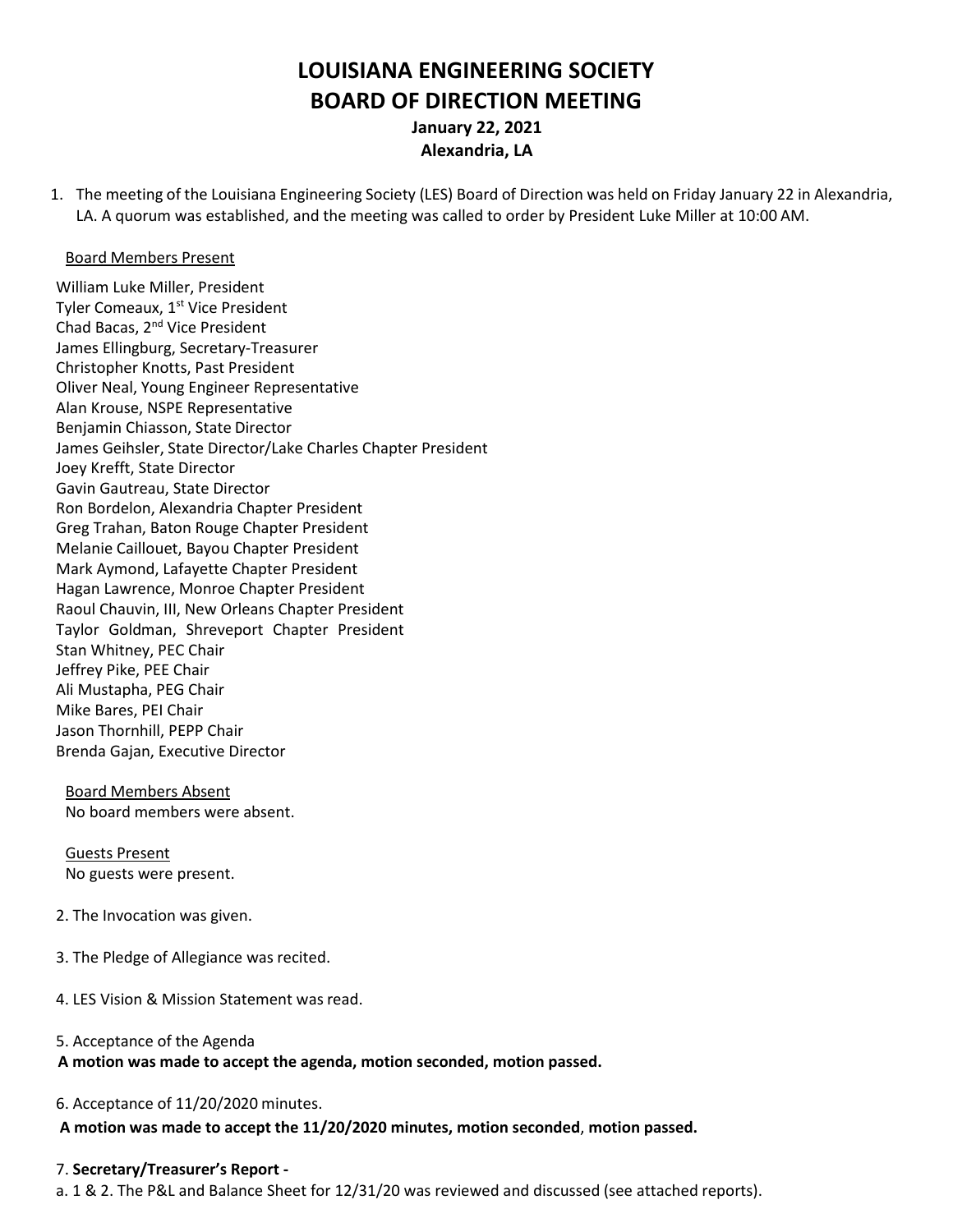# LOUISIANA ENGINEERING SOCIETY
# BOARD OF DIRECTION MEETING

**January 22, 2021**
**Alexandria, LA**

1. The meeting of the Louisiana Engineering Society (LES) Board of Direction was held on Friday January 22 in Alexandria, LA. A quorum was established, and the meeting was called to order by President Luke Miller at 10:00 AM.

Board Members Present

William Luke Miller, President
Tyler Comeaux, 1st Vice President
Chad Bacas, 2nd Vice President
James Ellingburg, Secretary-Treasurer
Christopher Knotts, Past President
Oliver Neal, Young Engineer Representative
Alan Krouse, NSPE Representative
Benjamin Chiasson, State Director
James Geihsler, State Director/Lake Charles Chapter President
Joey Krefft, State Director
Gavin Gautreau, State Director
Ron Bordelon, Alexandria Chapter President
Greg Trahan, Baton Rouge Chapter President
Melanie Caillouet, Bayou Chapter President
Mark Aymond, Lafayette Chapter President
Hagan Lawrence, Monroe Chapter President
Raoul Chauvin, III, New Orleans Chapter President
Taylor Goldman, Shreveport Chapter President
Stan Whitney, PEC Chair
Jeffrey Pike, PEE Chair
Ali Mustapha, PEG Chair
Mike Bares, PEI Chair
Jason Thornhill, PEPP Chair
Brenda Gajan, Executive Director

Board Members Absent
No board members were absent.

Guests Present
No guests were present.

2. The Invocation was given.

3. The Pledge of Allegiance was recited.

4. LES Vision & Mission Statement was read.

5. Acceptance of the Agenda
**A motion was made to accept the agenda, motion seconded, motion passed.**

6. Acceptance of 11/20/2020 minutes.
**A motion was made to accept the 11/20/2020 minutes, motion seconded**, **motion passed.**

7. **Secretary/Treasurer's Report -**
a. 1 & 2. The P&L and Balance Sheet for 12/31/20 was reviewed and discussed (see attached reports).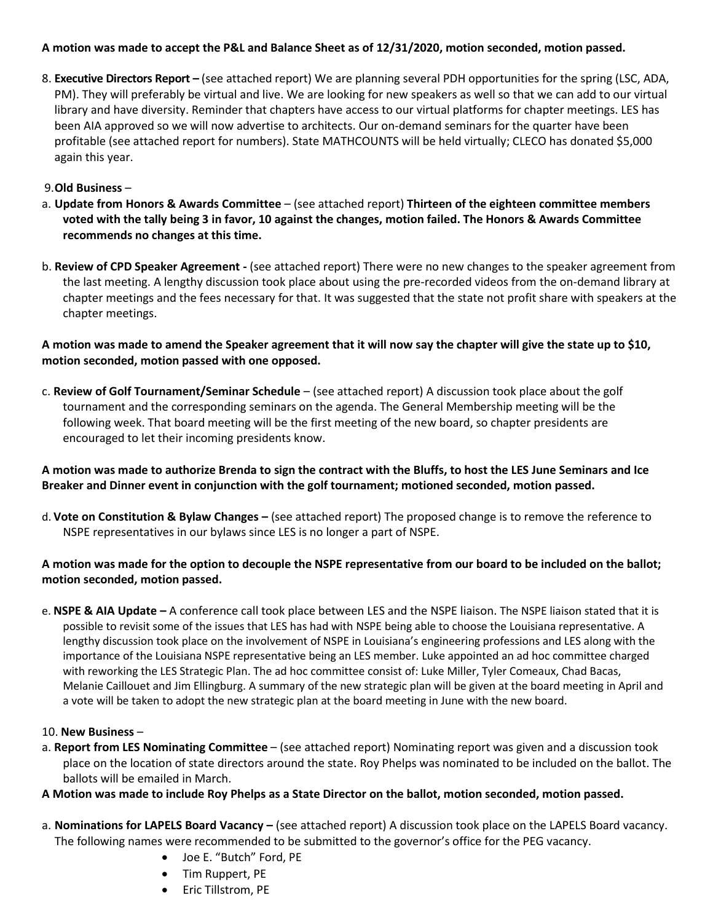**A motion was made to accept the P&L and Balance Sheet as of 12/31/2020, motion seconded, motion passed.**

8. **Executive Directors Report –** (see attached report) We are planning several PDH opportunities for the spring (LSC, ADA, PM). They will preferably be virtual and live. We are looking for new speakers as well so that we can add to our virtual library and have diversity. Reminder that chapters have access to our virtual platforms for chapter meetings. LES has been AIA approved so we will now advertise to architects. Our on-demand seminars for the quarter have been profitable (see attached report for numbers). State MATHCOUNTS will be held virtually; CLECO has donated $5,000 again this year.

9. **Old Business** –

a. **Update from Honors & Awards Committee** – (see attached report) **Thirteen of the eighteen committee members voted with the tally being 3 in favor, 10 against the changes, motion failed. The Honors & Awards Committee recommends no changes at this time.**

b. **Review of CPD Speaker Agreement -** (see attached report) There were no new changes to the speaker agreement from the last meeting. A lengthy discussion took place about using the pre-recorded videos from the on-demand library at chapter meetings and the fees necessary for that. It was suggested that the state not profit share with speakers at the chapter meetings.

**A motion was made to amend the Speaker agreement that it will now say the chapter will give the state up to $10, motion seconded, motion passed with one opposed.**

c. **Review of Golf Tournament/Seminar Schedule** – (see attached report) A discussion took place about the golf tournament and the corresponding seminars on the agenda. The General Membership meeting will be the following week. That board meeting will be the first meeting of the new board, so chapter presidents are encouraged to let their incoming presidents know.

**A motion was made to authorize Brenda to sign the contract with the Bluffs, to host the LES June Seminars and Ice Breaker and Dinner event in conjunction with the golf tournament; motioned seconded, motion passed.**

d. **Vote on Constitution & Bylaw Changes –** (see attached report) The proposed change is to remove the reference to NSPE representatives in our bylaws since LES is no longer a part of NSPE.

**A motion was made for the option to decouple the NSPE representative from our board to be included on the ballot; motion seconded, motion passed.**

e. **NSPE & AIA Update –** A conference call took place between LES and the NSPE liaison. The NSPE liaison stated that it is possible to revisit some of the issues that LES has had with NSPE being able to choose the Louisiana representative. A lengthy discussion took place on the involvement of NSPE in Louisiana's engineering professions and LES along with the importance of the Louisiana NSPE representative being an LES member. Luke appointed an ad hoc committee charged with reworking the LES Strategic Plan. The ad hoc committee consist of: Luke Miller, Tyler Comeaux, Chad Bacas, Melanie Caillouet and Jim Ellingburg. A summary of the new strategic plan will be given at the board meeting in April and a vote will be taken to adopt the new strategic plan at the board meeting in June with the new board.

10. **New Business** –

a. **Report from LES Nominating Committee** – (see attached report) Nominating report was given and a discussion took place on the location of state directors around the state. Roy Phelps was nominated to be included on the ballot. The ballots will be emailed in March.

**A Motion was made to include Roy Phelps as a State Director on the ballot, motion seconded, motion passed.**

a. **Nominations for LAPELS Board Vacancy –** (see attached report) A discussion took place on the LAPELS Board vacancy. The following names were recommended to be submitted to the governor's office for the PEG vacancy.

- Joe E. "Butch" Ford, PE
- Tim Ruppert, PE
- Eric Tillstrom, PE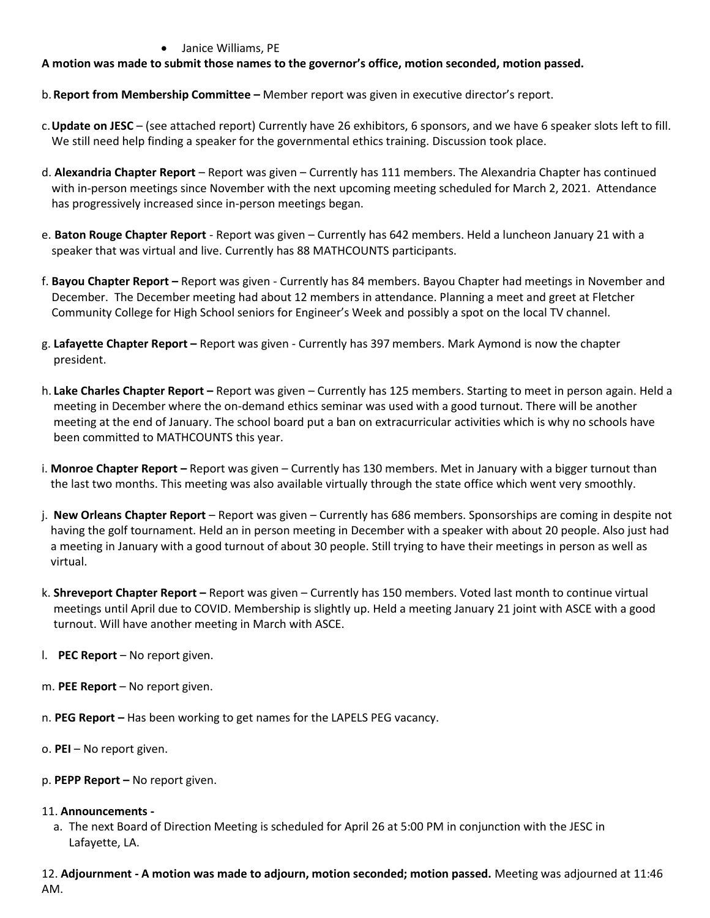- Janice Williams, PE

**A motion was made to submit those names to the governor's office, motion seconded, motion passed.**

b. **Report from Membership Committee –** Member report was given in executive director's report.

c. **Update on JESC** – (see attached report) Currently have 26 exhibitors, 6 sponsors, and we have 6 speaker slots left to fill. We still need help finding a speaker for the governmental ethics training. Discussion took place.

d. **Alexandria Chapter Report** – Report was given – Currently has 111 members. The Alexandria Chapter has continued with in-person meetings since November with the next upcoming meeting scheduled for March 2, 2021. Attendance has progressively increased since in-person meetings began.

e. **Baton Rouge Chapter Report** - Report was given – Currently has 642 members. Held a luncheon January 21 with a speaker that was virtual and live. Currently has 88 MATHCOUNTS participants.

f. **Bayou Chapter Report –** Report was given - Currently has 84 members. Bayou Chapter had meetings in November and December. The December meeting had about 12 members in attendance. Planning a meet and greet at Fletcher Community College for High School seniors for Engineer's Week and possibly a spot on the local TV channel.

g. **Lafayette Chapter Report –** Report was given - Currently has 397 members. Mark Aymond is now the chapter president.

h. **Lake Charles Chapter Report –** Report was given – Currently has 125 members. Starting to meet in person again. Held a meeting in December where the on-demand ethics seminar was used with a good turnout. There will be another meeting at the end of January. The school board put a ban on extracurricular activities which is why no schools have been committed to MATHCOUNTS this year.

i. **Monroe Chapter Report –** Report was given – Currently has 130 members. Met in January with a bigger turnout than the last two months. This meeting was also available virtually through the state office which went very smoothly.

j. **New Orleans Chapter Report** – Report was given – Currently has 686 members. Sponsorships are coming in despite not having the golf tournament. Held an in person meeting in December with a speaker with about 20 people. Also just had a meeting in January with a good turnout of about 30 people. Still trying to have their meetings in person as well as virtual.

k. **Shreveport Chapter Report –** Report was given – Currently has 150 members. Voted last month to continue virtual meetings until April due to COVID. Membership is slightly up. Held a meeting January 21 joint with ASCE with a good turnout. Will have another meeting in March with ASCE.

l. **PEC Report** – No report given.

m. **PEE Report** – No report given.

n. **PEG Report –** Has been working to get names for the LAPELS PEG vacancy.

o. **PEI** – No report given.

p. **PEPP Report –** No report given.

11. **Announcements -**

a. The next Board of Direction Meeting is scheduled for April 26 at 5:00 PM in conjunction with the JESC in Lafayette, LA.

12. **Adjournment - A motion was made to adjourn, motion seconded; motion passed.** Meeting was adjourned at 11:46 AM.